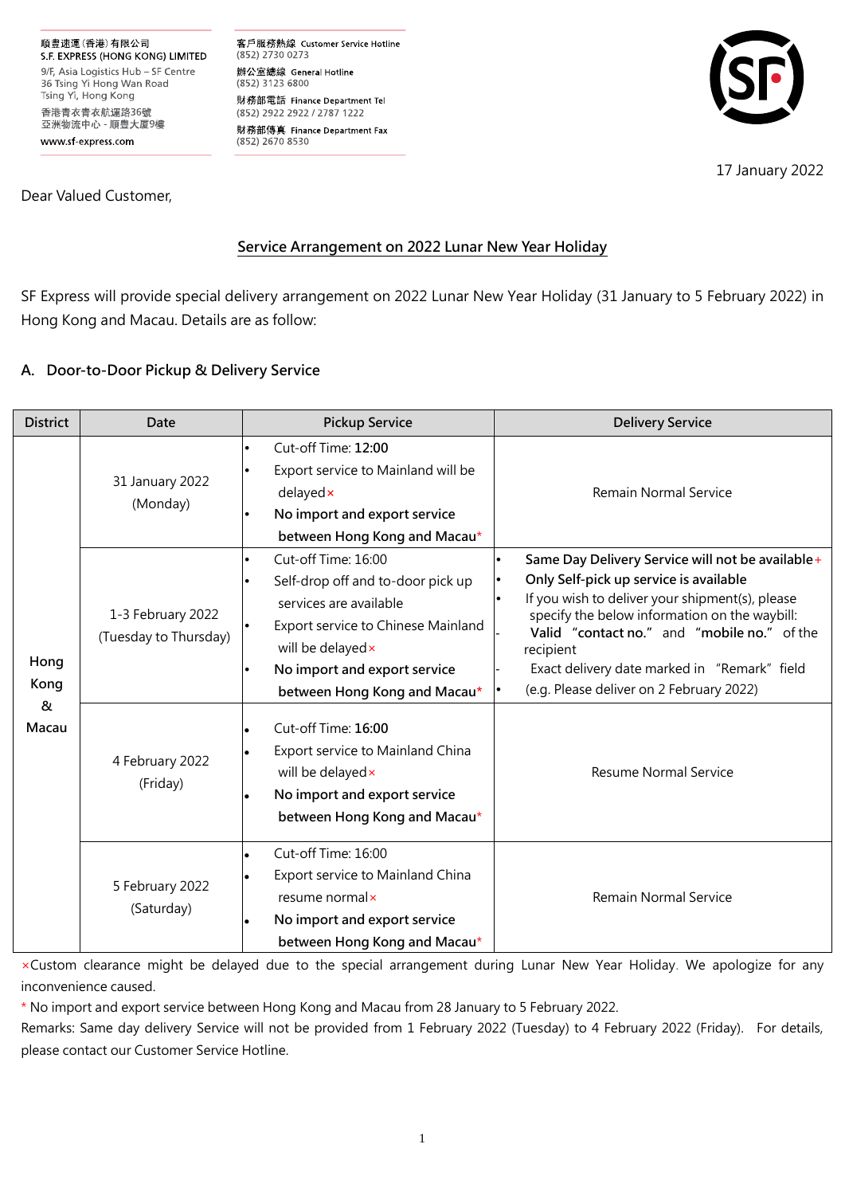順豐速運(香港)有限公司
S.F. EXPRESS (HONG KONG) LIMITED
9/F, Asia Logistics Hub – SF Centre
36 Tsing Yi Hong Wan Road
Tsing Yi, Hong Kong
香港青衣青衣航運路36號
亞洲物流中心 - 順豐大厦9樓
www.sf-express.com

客戶服務熱線 Customer Service Hotline
(852) 2730 0273
辦公室總線 General Hotline
(852) 3123 6800
財務部電話 Finance Department Tel
(852) 2922 2922 / 2787 1222
財務部傳真 Finance Department Fax
(852) 2670 8530

17 January 2022

Dear Valued Customer,

## Service Arrangement on 2022 Lunar New Year Holiday

SF Express will provide special delivery arrangement on 2022 Lunar New Year Holiday (31 January to 5 February 2022) in Hong Kong and Macau. Details are as follow:

### A. Door-to-Door Pickup & Delivery Service

| District | Date | Pickup Service | Delivery Service |
|---|---|---|---|
| Hong Kong & Macau | 31 January 2022 (Monday) | • Cut-off Time: **12:00**<br>• Export service to Mainland will be delayed×<br>• **No import and export service between Hong Kong and Macau***  | Remain Normal Service |
| | 1-3 February 2022 (Tuesday to Thursday) | • Cut-off Time: 16:00<br>• Self-drop off and to-door pick up services are available<br>• Export service to Chinese Mainland will be delayed×<br>• **No import and export service between Hong Kong and Macau*** | • **Same Day Delivery Service will not be available**+<br>• **Only Self-pick up service is available**<br>• If you wish to deliver your shipment(s), please specify the below information on the waybill:<br>- **Valid "contact no." and "mobile no."** of the recipient<br>- Exact delivery date marked in "Remark" field<br>• (e.g. Please deliver on 2 February 2022) |
| | 4 February 2022 (Friday) | • Cut-off Time: **16:00**<br>• Export service to Mainland China will be delayed×<br>• **No import and export service between Hong Kong and Macau*** | Resume Normal Service |
| | 5 February 2022 (Saturday) | • Cut-off Time: 16:00<br>• Export service to Mainland China resume normal×<br>• **No import and export service between Hong Kong and Macau*** | Remain Normal Service |

×Custom clearance might be delayed due to the special arrangement during Lunar New Year Holiday. We apologize for any inconvenience caused.

* No import and export service between Hong Kong and Macau from 28 January to 5 February 2022.

Remarks: Same day delivery Service will not be provided from 1 February 2022 (Tuesday) to 4 February 2022 (Friday). For details, please contact our Customer Service Hotline.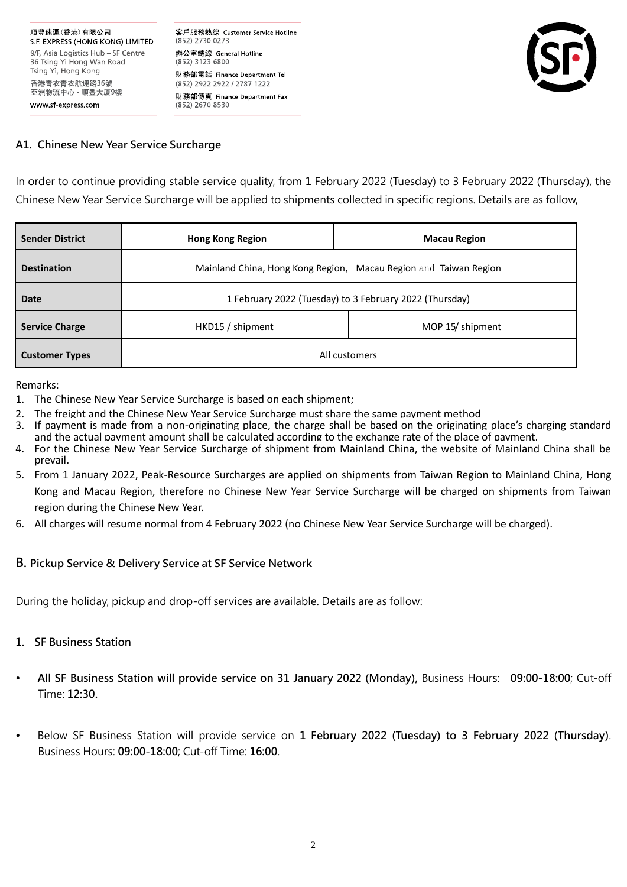## A1. Chinese New Year Service Surcharge

In order to continue providing stable service quality, from 1 February 2022 (Tuesday) to 3 February 2022 (Thursday), the Chinese New Year Service Surcharge will be applied to shipments collected in specific regions. Details are as follow,

| Sender District | Hong Kong Region | Macau Region |
|---|---|---|
| Destination | Mainland China, Hong Kong Region, Macau Region and Taiwan Region | |
| Date | 1 February 2022 (Tuesday) to 3 February 2022 (Thursday) | |
| Service Charge | HKD15 / shipment | MOP 15/ shipment |
| Customer Types | All customers | |

Remarks:

1. The Chinese New Year Service Surcharge is based on each shipment;
2. The freight and the Chinese New Year Service Surcharge must share the same payment method
3. If payment is made from a non-originating place, the charge shall be based on the originating place's charging standard and the actual payment amount shall be calculated according to the exchange rate of the place of payment.
4. For the Chinese New Year Service Surcharge of shipment from Mainland China, the website of Mainland China shall be prevail.
5. From 1 January 2022, Peak-Resource Surcharges are applied on shipments from Taiwan Region to Mainland China, Hong Kong and Macau Region, therefore no Chinese New Year Service Surcharge will be charged on shipments from Taiwan region during the Chinese New Year.
6. All charges will resume normal from 4 February 2022 (no Chinese New Year Service Surcharge will be charged).

## B. Pickup Service & Delivery Service at SF Service Network

During the holiday, pickup and drop-off services are available. Details are as follow:

### 1. SF Business Station

- **All SF Business Station will provide service on 31 January 2022 (Monday),** Business Hours: **09:00-18:00**; Cut-off Time: **12:30.**
- Below SF Business Station will provide service on **1 February 2022 (Tuesday) to 3 February 2022 (Thursday)**. Business Hours: **09:00-18:00**; Cut-off Time: **16:00**.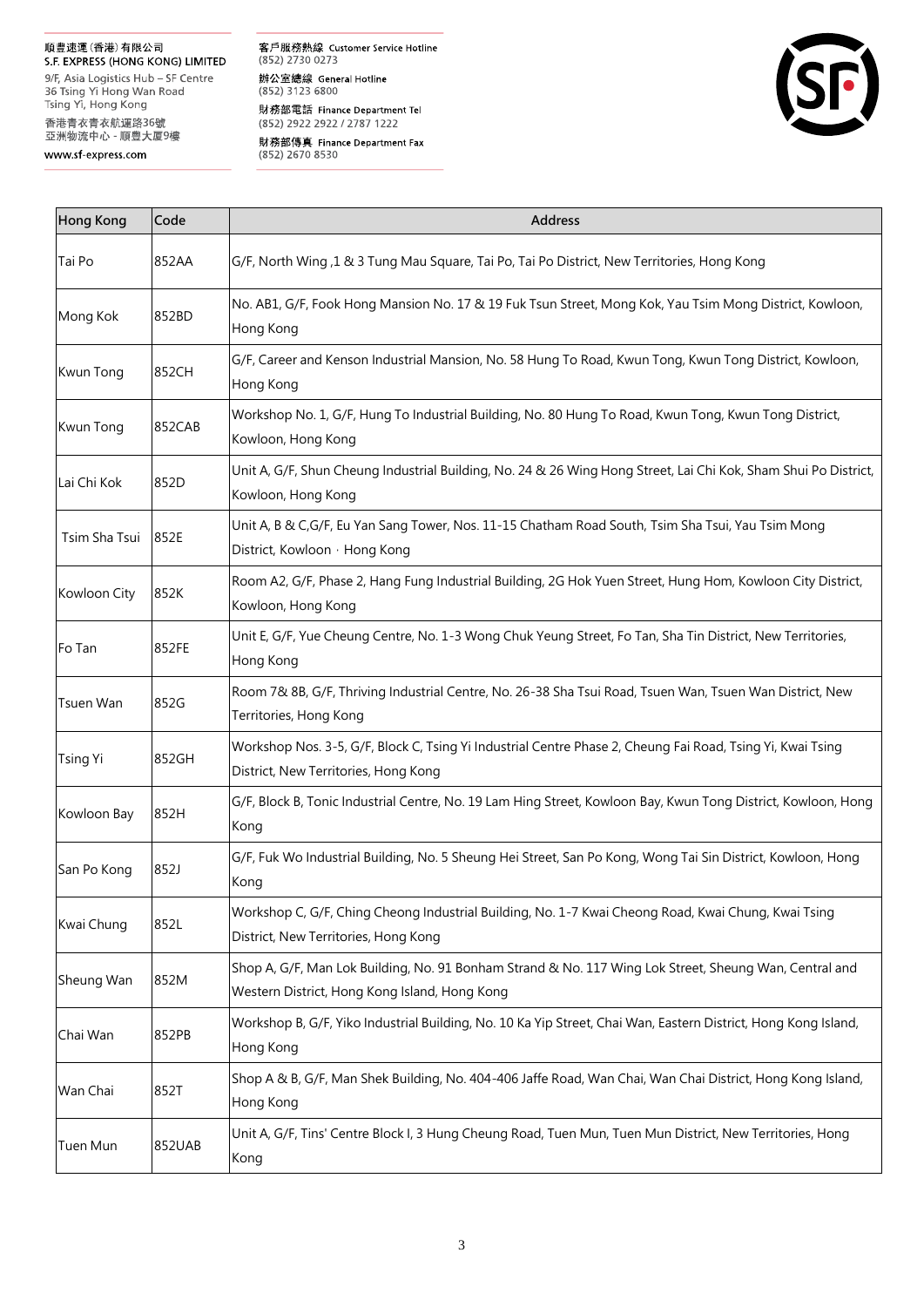| Hong Kong | Code | Address |
|---|---|---|
| Tai Po | 852AA | G/F, North Wing ,1 & 3 Tung Mau Square, Tai Po, Tai Po District, New Territories, Hong Kong |
| Mong Kok | 852BD | No. AB1, G/F, Fook Hong Mansion No. 17 & 19 Fuk Tsun Street, Mong Kok, Yau Tsim Mong District, Kowloon, Hong Kong |
| Kwun Tong | 852CH | G/F, Career and Kenson Industrial Mansion, No. 58 Hung To Road, Kwun Tong, Kwun Tong District, Kowloon, Hong Kong |
| Kwun Tong | 852CAB | Workshop No. 1, G/F, Hung To Industrial Building, No. 80 Hung To Road, Kwun Tong, Kwun Tong District, Kowloon, Hong Kong |
| Lai Chi Kok | 852D | Unit A, G/F, Shun Cheung Industrial Building, No. 24 & 26 Wing Hong Street, Lai Chi Kok, Sham Shui Po District, Kowloon, Hong Kong |
| Tsim Sha Tsui | 852E | Unit A, B & C,G/F, Eu Yan Sang Tower, Nos. 11-15 Chatham Road South, Tsim Sha Tsui, Yau Tsim Mong District, Kowloon · Hong Kong |
| Kowloon City | 852K | Room A2, G/F, Phase 2, Hang Fung Industrial Building, 2G Hok Yuen Street, Hung Hom, Kowloon City District, Kowloon, Hong Kong |
| Fo Tan | 852FE | Unit E, G/F, Yue Cheung Centre, No. 1-3 Wong Chuk Yeung Street, Fo Tan, Sha Tin District, New Territories, Hong Kong |
| Tsuen Wan | 852G | Room 7& 8B, G/F, Thriving Industrial Centre, No. 26-38 Sha Tsui Road, Tsuen Wan, Tsuen Wan District, New Territories, Hong Kong |
| Tsing Yi | 852GH | Workshop Nos. 3-5, G/F, Block C, Tsing Yi Industrial Centre Phase 2, Cheung Fai Road, Tsing Yi, Kwai Tsing District, New Territories, Hong Kong |
| Kowloon Bay | 852H | G/F, Block B, Tonic Industrial Centre, No. 19 Lam Hing Street, Kowloon Bay, Kwun Tong District, Kowloon, Hong Kong |
| San Po Kong | 852J | G/F, Fuk Wo Industrial Building, No. 5 Sheung Hei Street, San Po Kong, Wong Tai Sin District, Kowloon, Hong Kong |
| Kwai Chung | 852L | Workshop C, G/F, Ching Cheong Industrial Building, No. 1-7 Kwai Cheong Road, Kwai Chung, Kwai Tsing District, New Territories, Hong Kong |
| Sheung Wan | 852M | Shop A, G/F, Man Lok Building, No. 91 Bonham Strand & No. 117 Wing Lok Street, Sheung Wan, Central and Western District, Hong Kong Island, Hong Kong |
| Chai Wan | 852PB | Workshop B, G/F, Yiko Industrial Building, No. 10 Ka Yip Street, Chai Wan, Eastern District, Hong Kong Island, Hong Kong |
| Wan Chai | 852T | Shop A & B, G/F, Man Shek Building, No. 404-406 Jaffe Road, Wan Chai, Wan Chai District, Hong Kong Island, Hong Kong |
| Tuen Mun | 852UAB | Unit A, G/F, Tins' Centre Block I, 3 Hung Cheung Road, Tuen Mun, Tuen Mun District, New Territories, Hong Kong |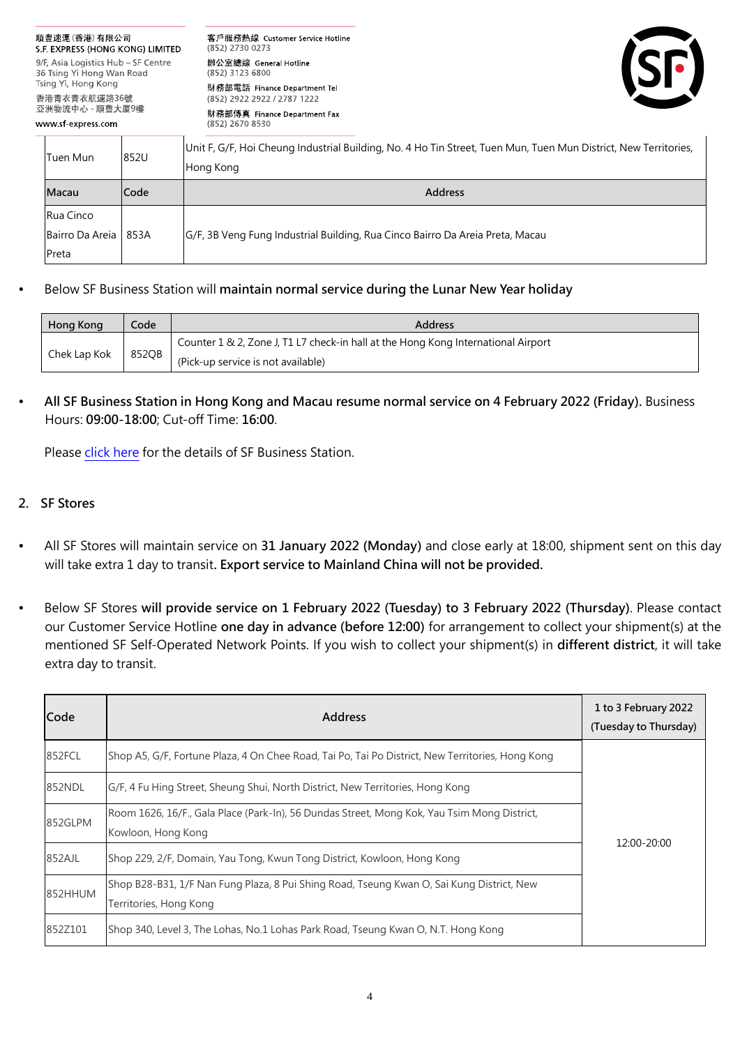| Tuen Mun | 852U | Unit F, G/F, Hoi Cheung Industrial Building, No. 4 Ho Tin Street, Tuen Mun, Tuen Mun District, New Territories, Hong Kong |
|---|---|---|
| **Macau** | **Code** | **Address** |
| Rua Cinco Bairro Da Areia Preta | 853A | G/F, 3B Veng Fung Industrial Building, Rua Cinco Bairro Da Areia Preta, Macau |

- Below SF Business Station will **maintain normal service during the Lunar New Year holiday**

| Hong Kong | Code | Address |
|---|---|---|
| Chek Lap Kok | 852QB | Counter 1 & 2, Zone J, T1 L7 check-in hall at the Hong Kong International Airport (Pick-up service is not available) |

- **All SF Business Station in Hong Kong and Macau resume normal service on 4 February 2022 (Friday).** Business Hours: **09:00-18:00**; Cut-off Time: **16:00**.

  Please click here for the details of SF Business Station.

## 2. SF Stores

- All SF Stores will maintain service on **31 January 2022 (Monday)** and close early at 18:00, shipment sent on this day will take extra 1 day to transit. **Export service to Mainland China will not be provided.**

- Below SF Stores **will provide service on 1 February 2022 (Tuesday) to 3 February 2022 (Thursday)**. Please contact our Customer Service Hotline **one day in advance (before 12:00)** for arrangement to collect your shipment(s) at the mentioned SF Self-Operated Network Points. If you wish to collect your shipment(s) in **different district**, it will take extra day to transit.

| Code | Address | 1 to 3 February 2022 (Tuesday to Thursday) |
|---|---|---|
| 852FCL | Shop A5, G/F, Fortune Plaza, 4 On Chee Road, Tai Po, Tai Po District, New Territories, Hong Kong | 12:00-20:00 |
| 852NDL | G/F, 4 Fu Hing Street, Sheung Shui, North District, New Territories, Hong Kong | |
| 852GLPM | Room 1626, 16/F., Gala Place (Park-In), 56 Dundas Street, Mong Kok, Yau Tsim Mong District, Kowloon, Hong Kong | |
| 852AJL | Shop 229, 2/F, Domain, Yau Tong, Kwun Tong District, Kowloon, Hong Kong | |
| 852HHUM | Shop B28-B31, 1/F Nan Fung Plaza, 8 Pui Shing Road, Tseung Kwan O, Sai Kung District, New Territories, Hong Kong | |
| 852Z101 | Shop 340, Level 3, The Lohas, No.1 Lohas Park Road, Tseung Kwan O, N.T. Hong Kong | |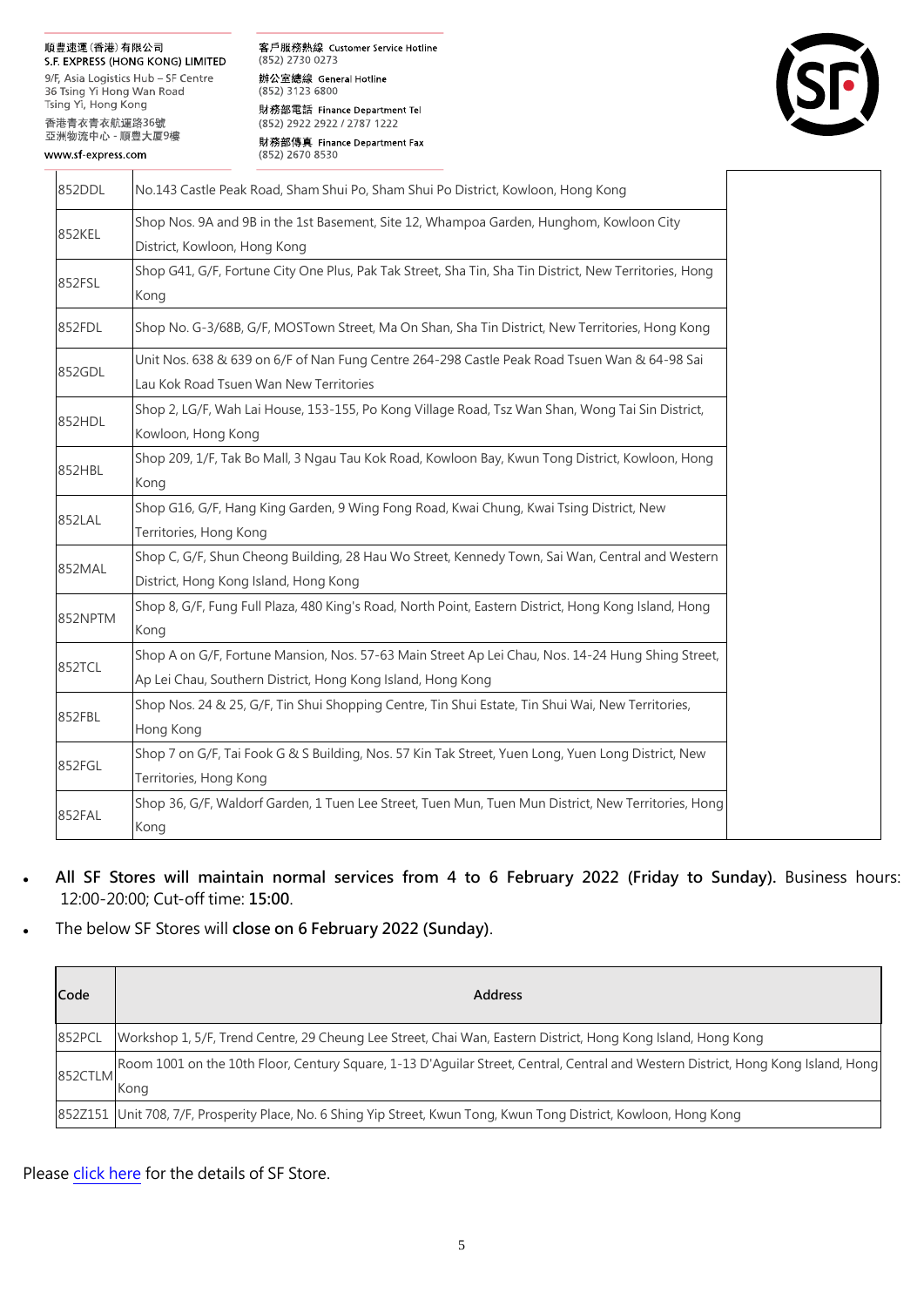| 852DDL | No.143 Castle Peak Road, Sham Shui Po, Sham Shui Po District, Kowloon, Hong Kong | |
|---|---|---|
| 852KEL | Shop Nos. 9A and 9B in the 1st Basement, Site 12, Whampoa Garden, Hunghom, Kowloon City District, Kowloon, Hong Kong | |
| 852FSL | Shop G41, G/F, Fortune City One Plus, Pak Tak Street, Sha Tin, Sha Tin District, New Territories, Hong Kong | |
| 852FDL | Shop No. G-3/68B, G/F, MOSTown Street, Ma On Shan, Sha Tin District, New Territories, Hong Kong | |
| 852GDL | Unit Nos. 638 & 639 on 6/F of Nan Fung Centre 264-298 Castle Peak Road Tsuen Wan & 64-98 Sai Lau Kok Road Tsuen Wan New Territories | |
| 852HDL | Shop 2, LG/F, Wah Lai House, 153-155, Po Kong Village Road, Tsz Wan Shan, Wong Tai Sin District, Kowloon, Hong Kong | |
| 852HBL | Shop 209, 1/F, Tak Bo Mall, 3 Ngau Tau Kok Road, Kowloon Bay, Kwun Tong District, Kowloon, Hong Kong | |
| 852LAL | Shop G16, G/F, Hang King Garden, 9 Wing Fong Road, Kwai Chung, Kwai Tsing District, New Territories, Hong Kong | |
| 852MAL | Shop C, G/F, Shun Cheong Building, 28 Hau Wo Street, Kennedy Town, Sai Wan, Central and Western District, Hong Kong Island, Hong Kong | |
| 852NPTM | Shop 8, G/F, Fung Full Plaza, 480 King's Road, North Point, Eastern District, Hong Kong Island, Hong Kong | |
| 852TCL | Shop A on G/F, Fortune Mansion, Nos. 57-63 Main Street Ap Lei Chau, Nos. 14-24 Hung Shing Street, Ap Lei Chau, Southern District, Hong Kong Island, Hong Kong | |
| 852FBL | Shop Nos. 24 & 25, G/F, Tin Shui Shopping Centre, Tin Shui Estate, Tin Shui Wai, New Territories, Hong Kong | |
| 852FGL | Shop 7 on G/F, Tai Fook G & S Building, Nos. 57 Kin Tak Street, Yuen Long, Yuen Long District, New Territories, Hong Kong | |
| 852FAL | Shop 36, G/F, Waldorf Garden, 1 Tuen Lee Street, Tuen Mun, Tuen Mun District, New Territories, Hong Kong | |

- **All SF Stores will maintain normal services from 4 to 6 February 2022 (Friday to Sunday).** Business hours: 12:00-20:00; Cut-off time: **15:00**.
- The below SF Stores will **close on 6 February 2022 (Sunday)**.

| Code | Address |
|---|---|
| 852PCL | Workshop 1, 5/F, Trend Centre, 29 Cheung Lee Street, Chai Wan, Eastern District, Hong Kong Island, Hong Kong |
| 852CTLM | Room 1001 on the 10th Floor, Century Square, 1-13 D'Aguilar Street, Central, Central and Western District, Hong Kong Island, Hong Kong |
| 852Z151 | Unit 708, 7/F, Prosperity Place, No. 6 Shing Yip Street, Kwun Tong, Kwun Tong District, Kowloon, Hong Kong |

Please click here for the details of SF Store.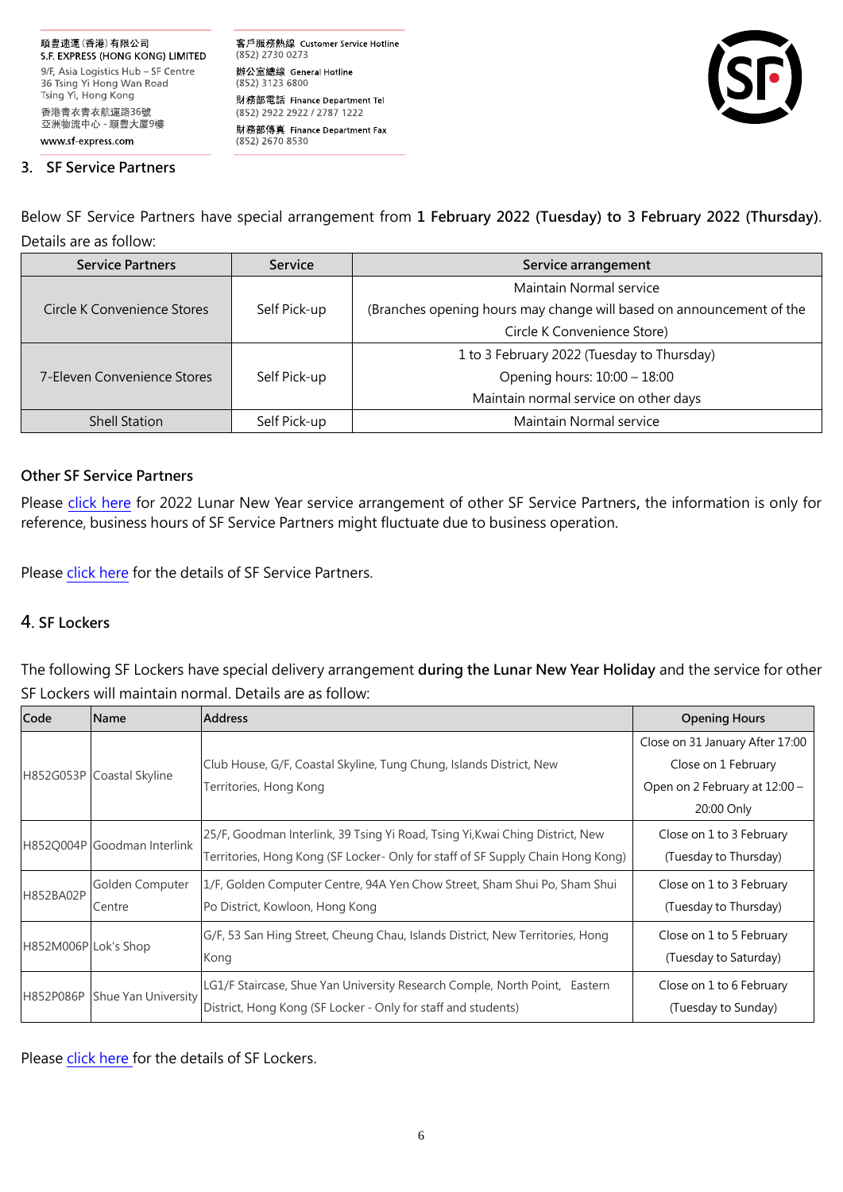### 3. SF Service Partners

Below SF Service Partners have special arrangement from **1 February 2022 (Tuesday) to 3 February 2022 (Thursday)**. Details are as follow:

| Service Partners | Service | Service arrangement |
| --- | --- | --- |
| Circle K Convenience Stores | Self Pick-up | Maintain Normal service (Branches opening hours may change will based on announcement of the Circle K Convenience Store) |
| 7-Eleven Convenience Stores | Self Pick-up | 1 to 3 February 2022 (Tuesday to Thursday) Opening hours: 10:00 – 18:00 Maintain normal service on other days |
| Shell Station | Self Pick-up | Maintain Normal service |

**Other SF Service Partners**

Please click here for 2022 Lunar New Year service arrangement of other SF Service Partners, the information is only for reference, business hours of SF Service Partners might fluctuate due to business operation.

Please click here for the details of SF Service Partners.

### 4. SF Lockers

The following SF Lockers have special delivery arrangement **during the Lunar New Year Holiday** and the service for other SF Lockers will maintain normal. Details are as follow:

| Code | Name | Address | Opening Hours |
| --- | --- | --- | --- |
| H852G053P | Coastal Skyline | Club House, G/F, Coastal Skyline, Tung Chung, Islands District, New Territories, Hong Kong | Close on 31 January After 17:00 Close on 1 February Open on 2 February at 12:00 – 20:00 Only |
| H852Q004P | Goodman Interlink | 25/F, Goodman Interlink, 39 Tsing Yi Road, Tsing Yi,Kwai Ching District, New Territories, Hong Kong (SF Locker- Only for staff of SF Supply Chain Hong Kong) | Close on 1 to 3 February (Tuesday to Thursday) |
| H852BA02P | Golden Computer Centre | 1/F, Golden Computer Centre, 94A Yen Chow Street, Sham Shui Po, Sham Shui Po District, Kowloon, Hong Kong | Close on 1 to 3 February (Tuesday to Thursday) |
| H852M006P | Lok's Shop | G/F, 53 San Hing Street, Cheung Chau, Islands District, New Territories, Hong Kong | Close on 1 to 5 February (Tuesday to Saturday) |
| H852P086P | Shue Yan University | LG1/F Staircase, Shue Yan University Research Comple, North Point, Eastern District, Hong Kong (SF Locker - Only for staff and students) | Close on 1 to 6 February (Tuesday to Sunday) |

Please click here for the details of SF Lockers.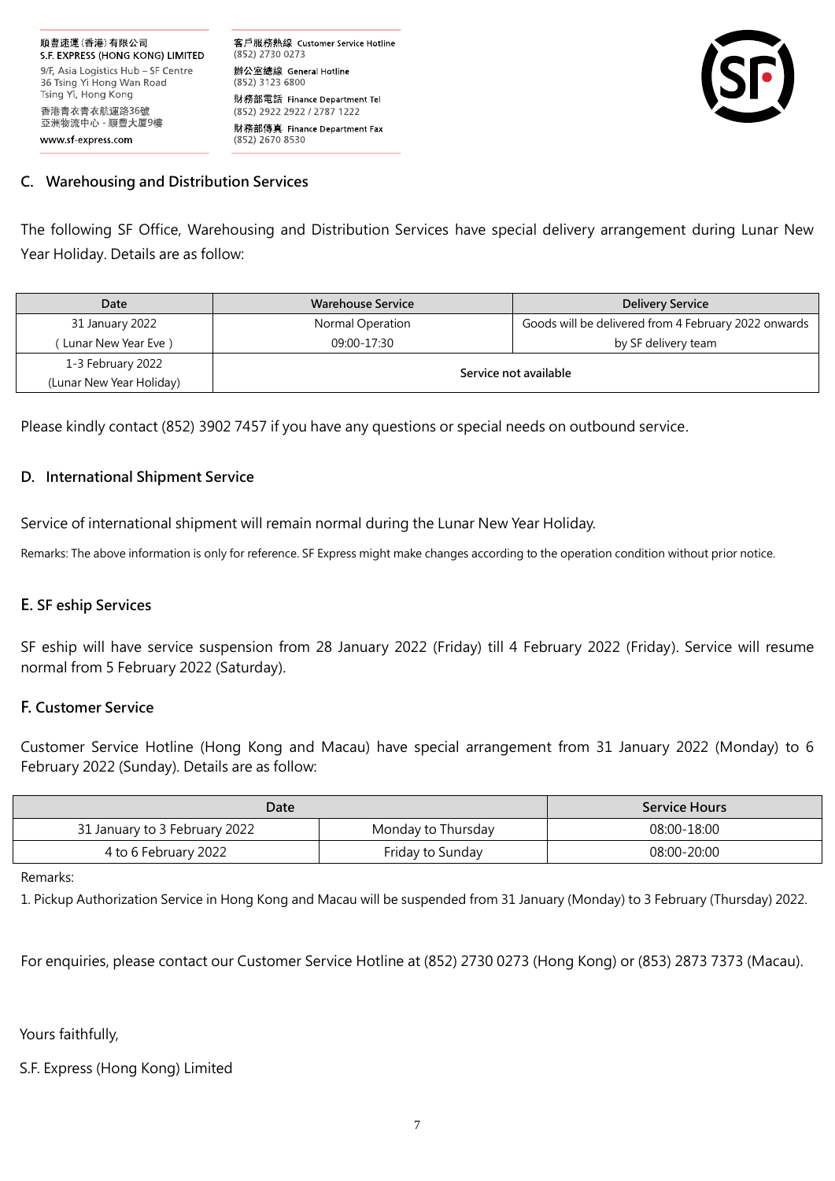## C. Warehousing and Distribution Services

The following SF Office, Warehousing and Distribution Services have special delivery arrangement during Lunar New Year Holiday. Details are as follow:

| Date | Warehouse Service | Delivery Service |
|---|---|---|
| 31 January 2022 ( Lunar New Year Eve ) | Normal Operation 09:00-17:30 | Goods will be delivered from 4 February 2022 onwards by SF delivery team |
| 1-3 February 2022 (Lunar New Year Holiday) | Service not available | |

Please kindly contact (852) 3902 7457 if you have any questions or special needs on outbound service.

## D. International Shipment Service

Service of international shipment will remain normal during the Lunar New Year Holiday.

Remarks: The above information is only for reference. SF Express might make changes according to the operation condition without prior notice.

## E. SF eship Services

SF eship will have service suspension from 28 January 2022 (Friday) till 4 February 2022 (Friday). Service will resume normal from 5 February 2022 (Saturday).

## F. Customer Service

Customer Service Hotline (Hong Kong and Macau) have special arrangement from 31 January 2022 (Monday) to 6 February 2022 (Sunday). Details are as follow:

| Date | | Service Hours |
|---|---|---|
| 31 January to 3 February 2022 | Monday to Thursday | 08:00-18:00 |
| 4 to 6 February 2022 | Friday to Sunday | 08:00-20:00 |

Remarks:

1. Pickup Authorization Service in Hong Kong and Macau will be suspended from 31 January (Monday) to 3 February (Thursday) 2022.

For enquiries, please contact our Customer Service Hotline at (852) 2730 0273 (Hong Kong) or (853) 2873 7373 (Macau).

Yours faithfully,

S.F. Express (Hong Kong) Limited